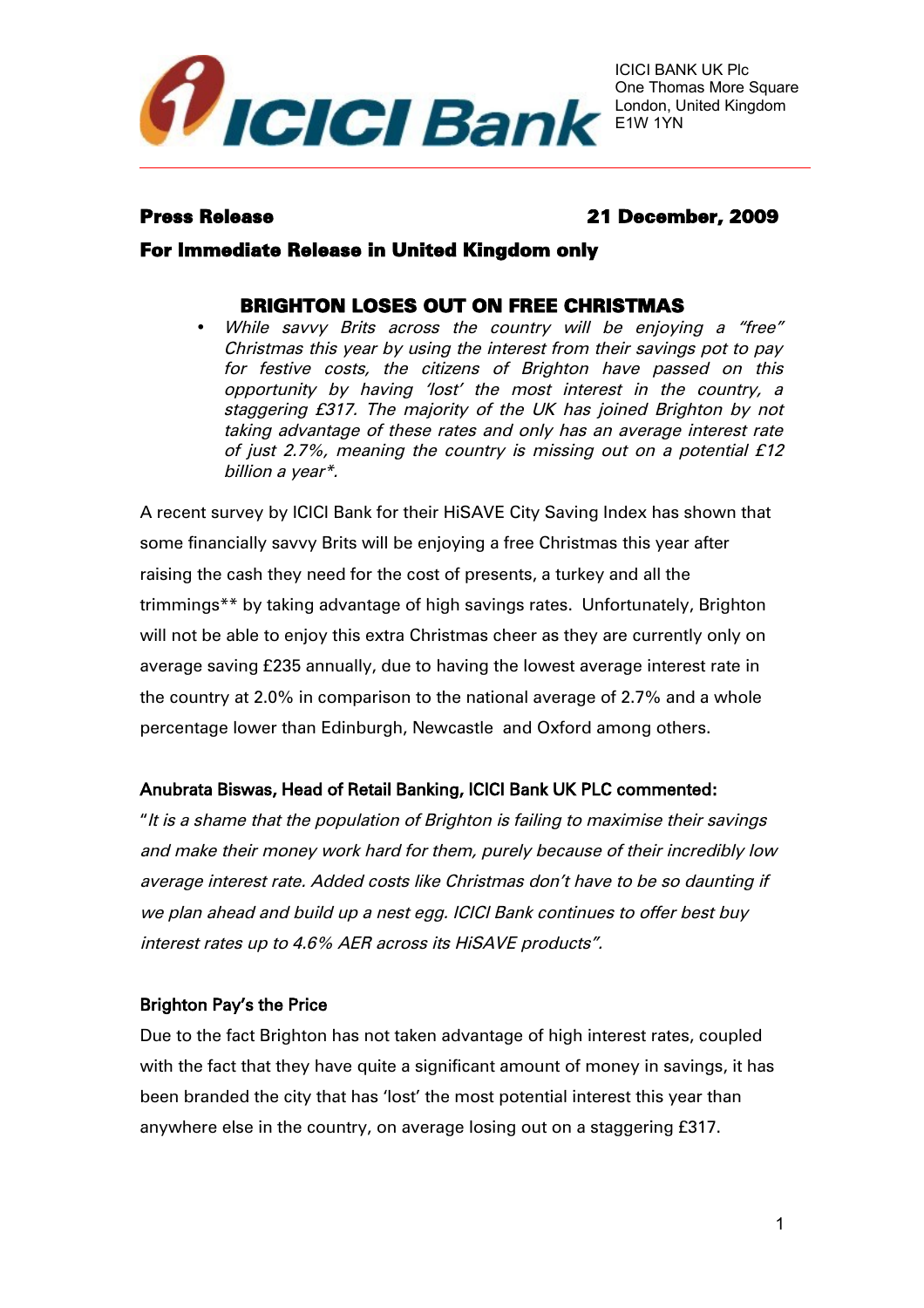ICICI BANK UK Plc
One Thomas More Square
London, United Kingdom
E1W 1YN

**Press Release** **21 December, 2009**

**For Immediate Release in United Kingdom only**

## BRIGHTON LOSES OUT ON FREE CHRISTMAS

- *While savvy Brits across the country will be enjoying a "free" Christmas this year by using the interest from their savings pot to pay for festive costs, the citizens of Brighton have passed on this opportunity by having 'lost' the most interest in the country, a staggering £317. The majority of the UK has joined Brighton by not taking advantage of these rates and only has an average interest rate of just 2.7%, meaning the country is missing out on a potential £12 billion a year*.*

A recent survey by ICICI Bank for their HiSAVE City Saving Index has shown that some financially savvy Brits will be enjoying a free Christmas this year after raising the cash they need for the cost of presents, a turkey and all the trimmings** by taking advantage of high savings rates. Unfortunately, Brighton will not be able to enjoy this extra Christmas cheer as they are currently only on average saving £235 annually, due to having the lowest average interest rate in the country at 2.0% in comparison to the national average of 2.7% and a whole percentage lower than Edinburgh, Newcastle and Oxford among others.

**Anubrata Biswas, Head of Retail Banking, ICICI Bank UK PLC commented:**

"*It is a shame that the population of Brighton is failing to maximise their savings and make their money work hard for them, purely because of their incredibly low average interest rate. Added costs like Christmas don't have to be so daunting if we plan ahead and build up a nest egg. ICICI Bank continues to offer best buy interest rates up to 4.6% AER across its HiSAVE products".*

**Brighton Pay's the Price**

Due to the fact Brighton has not taken advantage of high interest rates, coupled with the fact that they have quite a significant amount of money in savings, it has been branded the city that has 'lost' the most potential interest this year than anywhere else in the country, on average losing out on a staggering £317.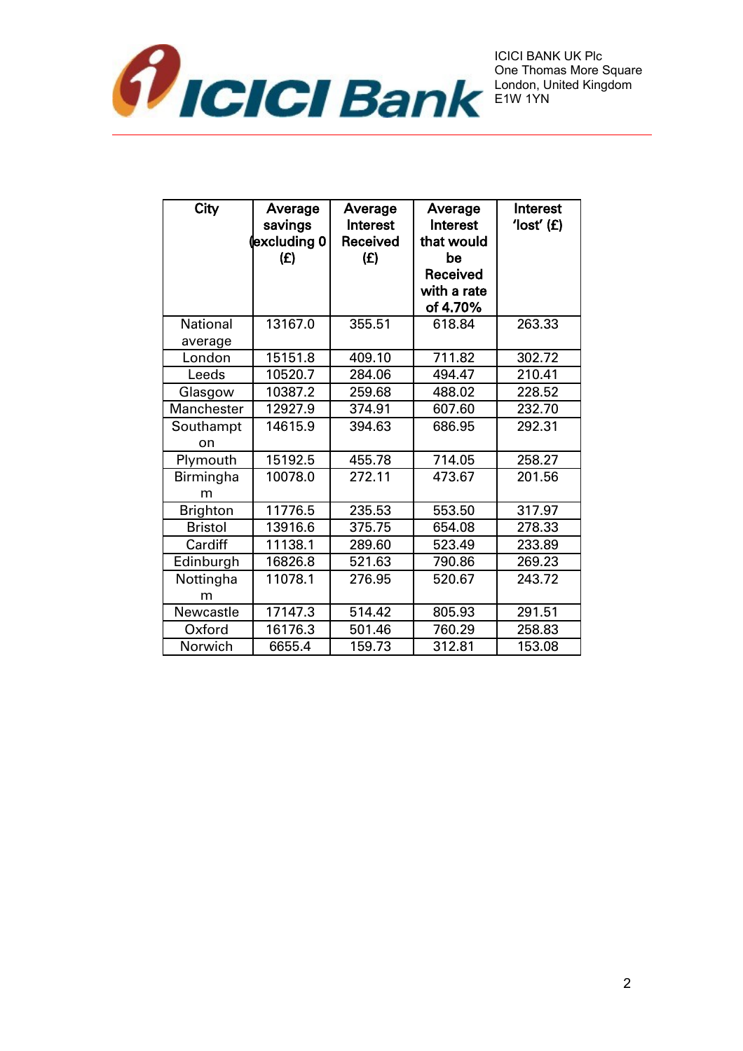| City | Average savings (excluding 0 (£) | Average Interest Received (£) | Average Interest that would be Received with a rate of 4.70% | Interest 'lost' (£) |
|---|---|---|---|---|
| National average | 13167.0 | 355.51 | 618.84 | 263.33 |
| London | 15151.8 | 409.10 | 711.82 | 302.72 |
| Leeds | 10520.7 | 284.06 | 494.47 | 210.41 |
| Glasgow | 10387.2 | 259.68 | 488.02 | 228.52 |
| Manchester | 12927.9 | 374.91 | 607.60 | 232.70 |
| Southampton | 14615.9 | 394.63 | 686.95 | 292.31 |
| Plymouth | 15192.5 | 455.78 | 714.05 | 258.27 |
| Birmingham | 10078.0 | 272.11 | 473.67 | 201.56 |
| Brighton | 11776.5 | 235.53 | 553.50 | 317.97 |
| Bristol | 13916.6 | 375.75 | 654.08 | 278.33 |
| Cardiff | 11138.1 | 289.60 | 523.49 | 233.89 |
| Edinburgh | 16826.8 | 521.63 | 790.86 | 269.23 |
| Nottingham | 11078.1 | 276.95 | 520.67 | 243.72 |
| Newcastle | 17147.3 | 514.42 | 805.93 | 291.51 |
| Oxford | 16176.3 | 501.46 | 760.29 | 258.83 |
| Norwich | 6655.4 | 159.73 | 312.81 | 153.08 |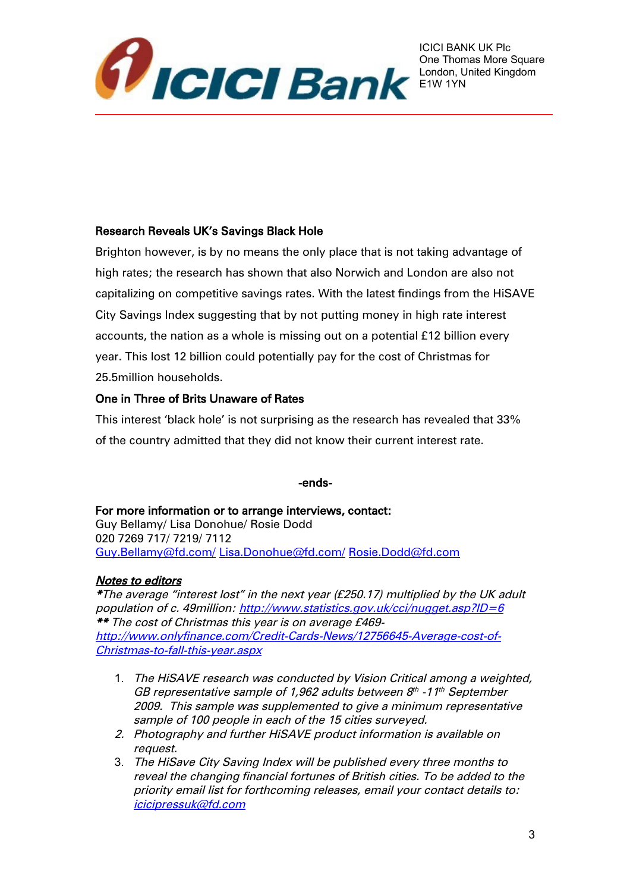ICICI BANK UK Plc
One Thomas More Square
London, United Kingdom
E1W 1YN

**Research Reveals UK's Savings Black Hole**

Brighton however, is by no means the only place that is not taking advantage of high rates; the research has shown that also Norwich and London are also not capitalizing on competitive savings rates. With the latest findings from the HiSAVE City Savings Index suggesting that by not putting money in high rate interest accounts, the nation as a whole is missing out on a potential £12 billion every year. This lost 12 billion could potentially pay for the cost of Christmas for 25.5million households.

**One in Three of Brits Unaware of Rates**

This interest 'black hole' is not surprising as the research has revealed that 33% of the country admitted that they did not know their current interest rate.

-ends-

**For more information or to arrange interviews, contact:**
Guy Bellamy/ Lisa Donohue/ Rosie Dodd
020 7269 717/ 7219/ 7112
Guy.Bellamy@fd.com/ Lisa.Donohue@fd.com/ Rosie.Dodd@fd.com

***Notes to editors***

**\****The average "interest lost" in the next year (£250.17) multiplied by the UK adult population of c. 49million: http://www.statistics.gov.uk/cci/nugget.asp?ID=6*
**\*\*** *The cost of Christmas this year is on average £469- http://www.onlyfinance.com/Credit-Cards-News/12756645-Average-cost-of-Christmas-to-fall-this-year.aspx*

1. *The HiSAVE research was conducted by Vision Critical among a weighted, GB representative sample of 1,962 adults between 8th -11th September 2009. This sample was supplemented to give a minimum representative sample of 100 people in each of the 15 cities surveyed.*
2. *Photography and further HiSAVE product information is available on request.*
3. *The HiSave City Saving Index will be published every three months to reveal the changing financial fortunes of British cities. To be added to the priority email list for forthcoming releases, email your contact details to: icicipressuk@fd.com*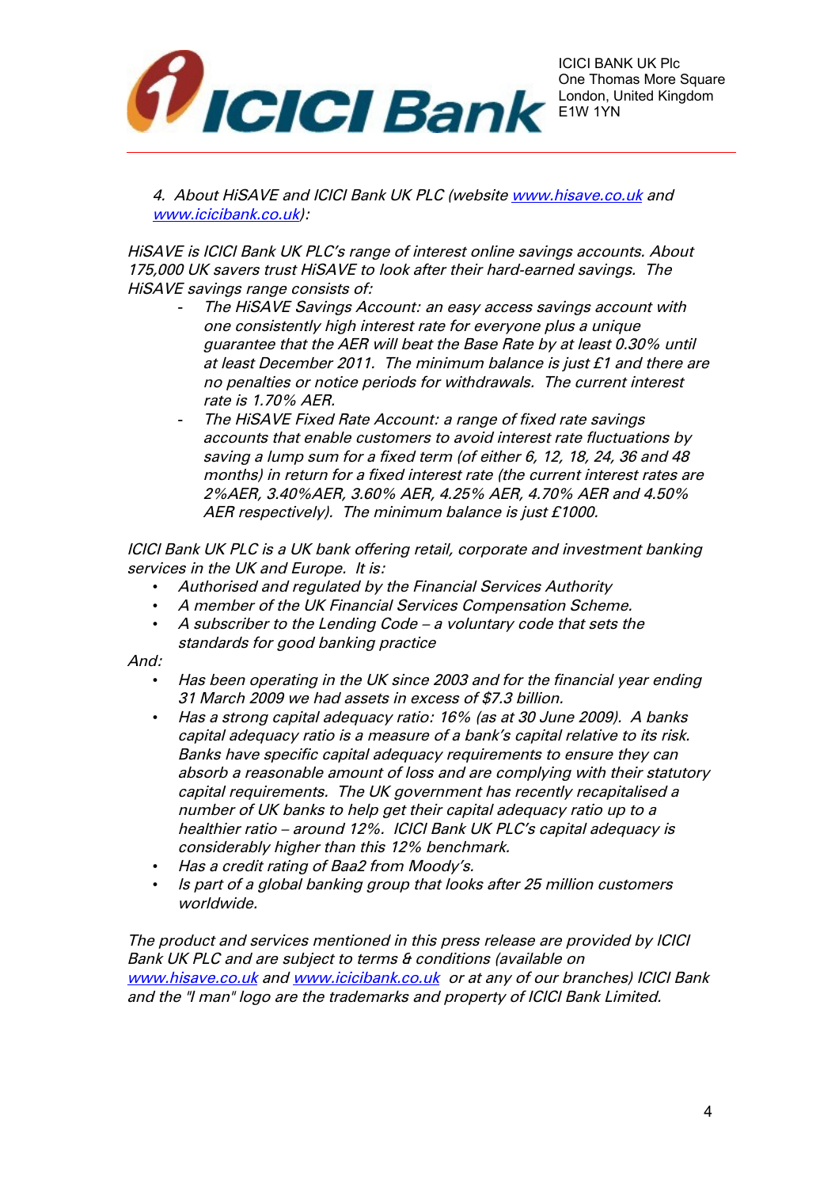ICICI BANK UK Plc
One Thomas More Square
London, United Kingdom
E1W 1YN

*4. About HiSAVE and ICICI Bank UK PLC (website www.hisave.co.uk and www.icicibank.co.uk):*

*HiSAVE is ICICI Bank UK PLC's range of interest online savings accounts. About 175,000 UK savers trust HiSAVE to look after their hard-earned savings. The HiSAVE savings range consists of:*

- *The HiSAVE Savings Account: an easy access savings account with one consistently high interest rate for everyone plus a unique guarantee that the AER will beat the Base Rate by at least 0.30% until at least December 2011. The minimum balance is just £1 and there are no penalties or notice periods for withdrawals. The current interest rate is 1.70% AER.*
- *The HiSAVE Fixed Rate Account: a range of fixed rate savings accounts that enable customers to avoid interest rate fluctuations by saving a lump sum for a fixed term (of either 6, 12, 18, 24, 36 and 48 months) in return for a fixed interest rate (the current interest rates are 2%AER, 3.40%AER, 3.60% AER, 4.25% AER, 4.70% AER and 4.50% AER respectively). The minimum balance is just £1000.*

*ICICI Bank UK PLC is a UK bank offering retail, corporate and investment banking services in the UK and Europe. It is:*

- *Authorised and regulated by the Financial Services Authority*
- *A member of the UK Financial Services Compensation Scheme.*
- *A subscriber to the Lending Code – a voluntary code that sets the standards for good banking practice*

*And:*

- *Has been operating in the UK since 2003 and for the financial year ending 31 March 2009 we had assets in excess of $7.3 billion.*
- *Has a strong capital adequacy ratio: 16% (as at 30 June 2009). A banks capital adequacy ratio is a measure of a bank's capital relative to its risk. Banks have specific capital adequacy requirements to ensure they can absorb a reasonable amount of loss and are complying with their statutory capital requirements. The UK government has recently recapitalised a number of UK banks to help get their capital adequacy ratio up to a healthier ratio – around 12%. ICICI Bank UK PLC's capital adequacy is considerably higher than this 12% benchmark.*
- *Has a credit rating of Baa2 from Moody's.*
- *Is part of a global banking group that looks after 25 million customers worldwide.*

*The product and services mentioned in this press release are provided by ICICI Bank UK PLC and are subject to terms & conditions (available on www.hisave.co.uk and www.icicibank.co.uk or at any of our branches) ICICI Bank and the "I man" logo are the trademarks and property of ICICI Bank Limited.*